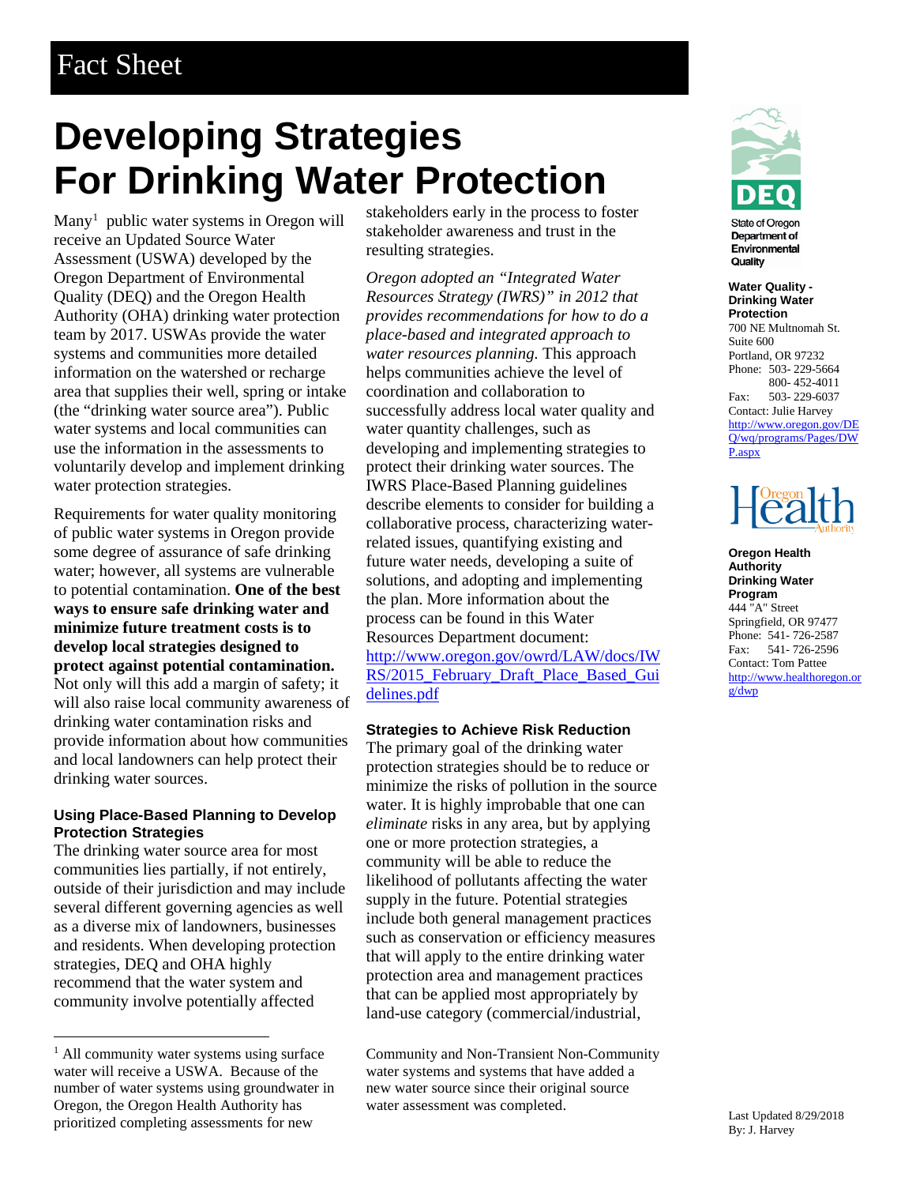Fact Sheet

# Developing Strategies For Drinking Water Protection

Many[1] public water systems in Oregon will receive an Updated Source Water Assessment (USWA) developed by the Oregon Department of Environmental Quality (DEQ) and the Oregon Health Authority (OHA) drinking water protection team by 2017. USWAs provide the water systems and communities more detailed information on the watershed or recharge area that supplies their well, spring or intake (the "drinking water source area"). Public water systems and local communities can use the information in the assessments to voluntarily develop and implement drinking water protection strategies.

Requirements for water quality monitoring of public water systems in Oregon provide some degree of assurance of safe drinking water; however, all systems are vulnerable to potential contamination. **One of the best ways to ensure safe drinking water and minimize future treatment costs is to develop local strategies designed to protect against potential contamination.** Not only will this add a margin of safety; it will also raise local community awareness of drinking water contamination risks and provide information about how communities and local landowners can help protect their drinking water sources.

### Using Place-Based Planning to Develop Protection Strategies

The drinking water source area for most communities lies partially, if not entirely, outside of their jurisdiction and may include several different governing agencies as well as a diverse mix of landowners, businesses and residents. When developing protection strategies, DEQ and OHA highly recommend that the water system and community involve potentially affected stakeholders early in the process to foster stakeholder awareness and trust in the resulting strategies.

*Oregon adopted an "Integrated Water Resources Strategy (IWRS)" in 2012 that provides recommendations for how to do a place-based and integrated approach to water resources planning.* This approach helps communities achieve the level of coordination and collaboration to successfully address local water quality and water quantity challenges, such as developing and implementing strategies to protect their drinking water sources. The IWRS Place-Based Planning guidelines describe elements to consider for building a collaborative process, characterizing water-related issues, quantifying existing and future water needs, developing a suite of solutions, and adopting and implementing the plan. More information about the process can be found in this Water Resources Department document: http://www.oregon.gov/owrd/LAW/docs/IWRS/2015_February_Draft_Place_Based_Guidelines.pdf

### Strategies to Achieve Risk Reduction

The primary goal of the drinking water protection strategies should be to reduce or minimize the risks of pollution in the source water. It is highly improbable that one can *eliminate* risks in any area, but by applying one or more protection strategies, a community will be able to reduce the likelihood of pollutants affecting the water supply in the future. Potential strategies include both general management practices such as conservation or efficiency measures that will apply to the entire drinking water protection area and management practices that can be applied most appropriately by land-use category (commercial/industrial,

[1] All community water systems using surface water will receive a USWA. Because of the number of water systems using groundwater in Oregon, the Oregon Health Authority has prioritized completing assessments for new Community and Non-Transient Non-Community water systems and systems that have added a new water source since their original source water assessment was completed.

DEQ
State of Oregon Department of Environmental Quality

**Water Quality - Drinking Water Protection**
700 NE Multnomah St.
Suite 600
Portland, OR 97232
Phone: 503- 229-5664
800- 452-4011
Fax: 503- 229-6037
Contact: Julie Harvey
http://www.oregon.gov/DEQ/wq/programs/Pages/DWP.aspx

Oregon Health Authority

**Oregon Health Authority Drinking Water Program**
444 "A" Street
Springfield, OR 97477
Phone: 541- 726-2587
Fax: 541- 726-2596
Contact: Tom Pattee
http://www.healthoregon.org/dwp

Last Updated 8/29/2018
By: J. Harvey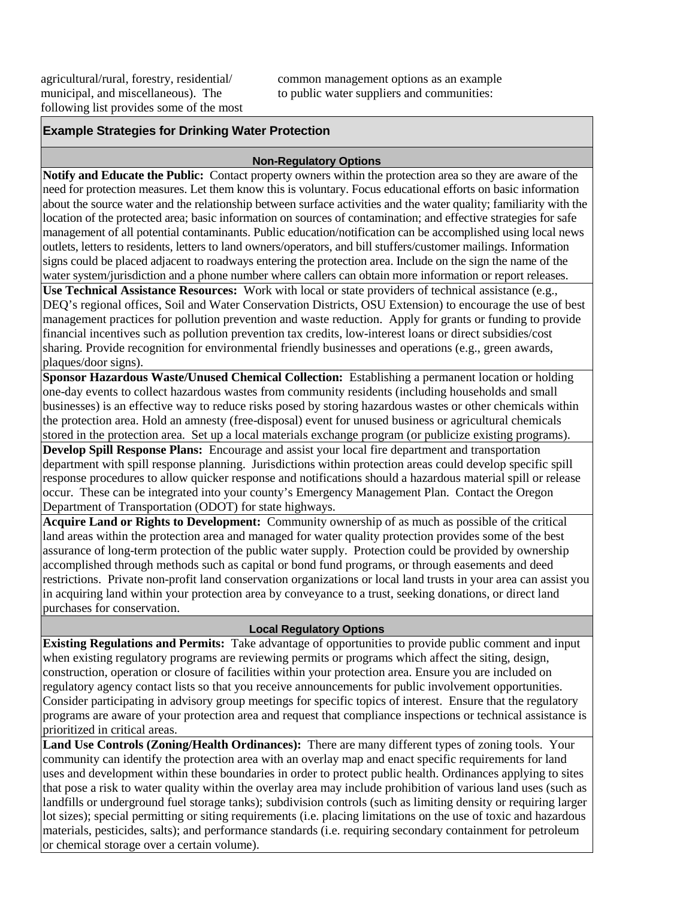agricultural/rural, forestry, residential/ municipal, and miscellaneous). The following list provides some of the most common management options as an example to public water suppliers and communities:

## Example Strategies for Drinking Water Protection

### Non-Regulatory Options

**Notify and Educate the Public:** Contact property owners within the protection area so they are aware of the need for protection measures. Let them know this is voluntary. Focus educational efforts on basic information about the source water and the relationship between surface activities and the water quality; familiarity with the location of the protected area; basic information on sources of contamination; and effective strategies for safe management of all potential contaminants. Public education/notification can be accomplished using local news outlets, letters to residents, letters to land owners/operators, and bill stuffers/customer mailings. Information signs could be placed adjacent to roadways entering the protection area. Include on the sign the name of the water system/jurisdiction and a phone number where callers can obtain more information or report releases.

**Use Technical Assistance Resources:** Work with local or state providers of technical assistance (e.g., DEQ's regional offices, Soil and Water Conservation Districts, OSU Extension) to encourage the use of best management practices for pollution prevention and waste reduction. Apply for grants or funding to provide financial incentives such as pollution prevention tax credits, low-interest loans or direct subsidies/cost sharing. Provide recognition for environmental friendly businesses and operations (e.g., green awards, plaques/door signs).

**Sponsor Hazardous Waste/Unused Chemical Collection:** Establishing a permanent location or holding one-day events to collect hazardous wastes from community residents (including households and small businesses) is an effective way to reduce risks posed by storing hazardous wastes or other chemicals within the protection area. Hold an amnesty (free-disposal) event for unused business or agricultural chemicals stored in the protection area. Set up a local materials exchange program (or publicize existing programs).

**Develop Spill Response Plans:** Encourage and assist your local fire department and transportation department with spill response planning. Jurisdictions within protection areas could develop specific spill response procedures to allow quicker response and notifications should a hazardous material spill or release occur. These can be integrated into your county's Emergency Management Plan. Contact the Oregon Department of Transportation (ODOT) for state highways.

**Acquire Land or Rights to Development:** Community ownership of as much as possible of the critical land areas within the protection area and managed for water quality protection provides some of the best assurance of long-term protection of the public water supply. Protection could be provided by ownership accomplished through methods such as capital or bond fund programs, or through easements and deed restrictions. Private non-profit land conservation organizations or local land trusts in your area can assist you in acquiring land within your protection area by conveyance to a trust, seeking donations, or direct land purchases for conservation.

### Local Regulatory Options

**Existing Regulations and Permits:** Take advantage of opportunities to provide public comment and input when existing regulatory programs are reviewing permits or programs which affect the siting, design, construction, operation or closure of facilities within your protection area. Ensure you are included on regulatory agency contact lists so that you receive announcements for public involvement opportunities. Consider participating in advisory group meetings for specific topics of interest. Ensure that the regulatory programs are aware of your protection area and request that compliance inspections or technical assistance is prioritized in critical areas.

**Land Use Controls (Zoning/Health Ordinances):** There are many different types of zoning tools. Your community can identify the protection area with an overlay map and enact specific requirements for land uses and development within these boundaries in order to protect public health. Ordinances applying to sites that pose a risk to water quality within the overlay area may include prohibition of various land uses (such as landfills or underground fuel storage tanks); subdivision controls (such as limiting density or requiring larger lot sizes); special permitting or siting requirements (i.e. placing limitations on the use of toxic and hazardous materials, pesticides, salts); and performance standards (i.e. requiring secondary containment for petroleum or chemical storage over a certain volume).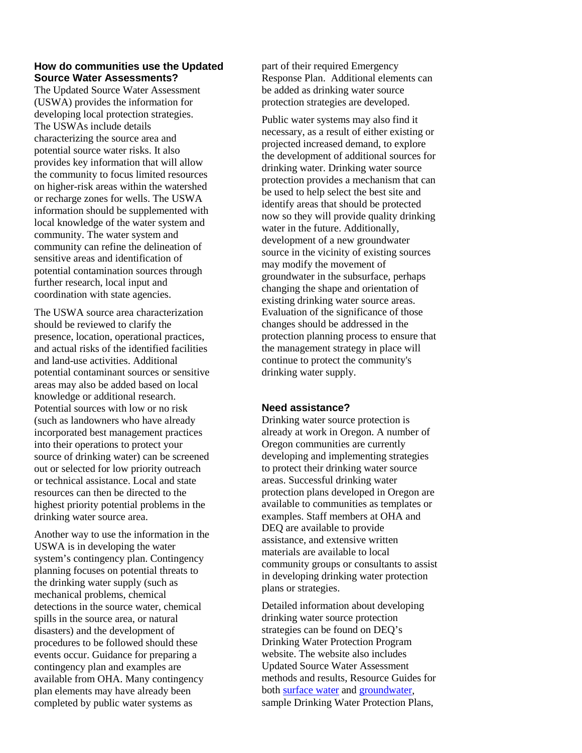### How do communities use the Updated Source Water Assessments?

The Updated Source Water Assessment (USWA) provides the information for developing local protection strategies. The USWAs include details characterizing the source area and potential source water risks. It also provides key information that will allow the community to focus limited resources on higher-risk areas within the watershed or recharge zones for wells. The USWA information should be supplemented with local knowledge of the water system and community. The water system and community can refine the delineation of sensitive areas and identification of potential contamination sources through further research, local input and coordination with state agencies.

The USWA source area characterization should be reviewed to clarify the presence, location, operational practices, and actual risks of the identified facilities and land-use activities. Additional potential contaminant sources or sensitive areas may also be added based on local knowledge or additional research. Potential sources with low or no risk (such as landowners who have already incorporated best management practices into their operations to protect your source of drinking water) can be screened out or selected for low priority outreach or technical assistance. Local and state resources can then be directed to the highest priority potential problems in the drinking water source area.

Another way to use the information in the USWA is in developing the water system's contingency plan. Contingency planning focuses on potential threats to the drinking water supply (such as mechanical problems, chemical detections in the source water, chemical spills in the source area, or natural disasters) and the development of procedures to be followed should these events occur. Guidance for preparing a contingency plan and examples are available from OHA. Many contingency plan elements may have already been completed by public water systems as part of their required Emergency Response Plan. Additional elements can be added as drinking water source protection strategies are developed.

Public water systems may also find it necessary, as a result of either existing or projected increased demand, to explore the development of additional sources for drinking water. Drinking water source protection provides a mechanism that can be used to help select the best site and identify areas that should be protected now so they will provide quality drinking water in the future. Additionally, development of a new groundwater source in the vicinity of existing sources may modify the movement of groundwater in the subsurface, perhaps changing the shape and orientation of existing drinking water source areas. Evaluation of the significance of those changes should be addressed in the protection planning process to ensure that the management strategy in place will continue to protect the community's drinking water supply.

### Need assistance?

Drinking water source protection is already at work in Oregon. A number of Oregon communities are currently developing and implementing strategies to protect their drinking water source areas. Successful drinking water protection plans developed in Oregon are available to communities as templates or examples. Staff members at OHA and DEQ are available to provide assistance, and extensive written materials are available to local community groups or consultants to assist in developing drinking water protection plans or strategies.

Detailed information about developing drinking water source protection strategies can be found on DEQ's Drinking Water Protection Program website. The website also includes Updated Source Water Assessment methods and results, Resource Guides for both surface water and groundwater, sample Drinking Water Protection Plans,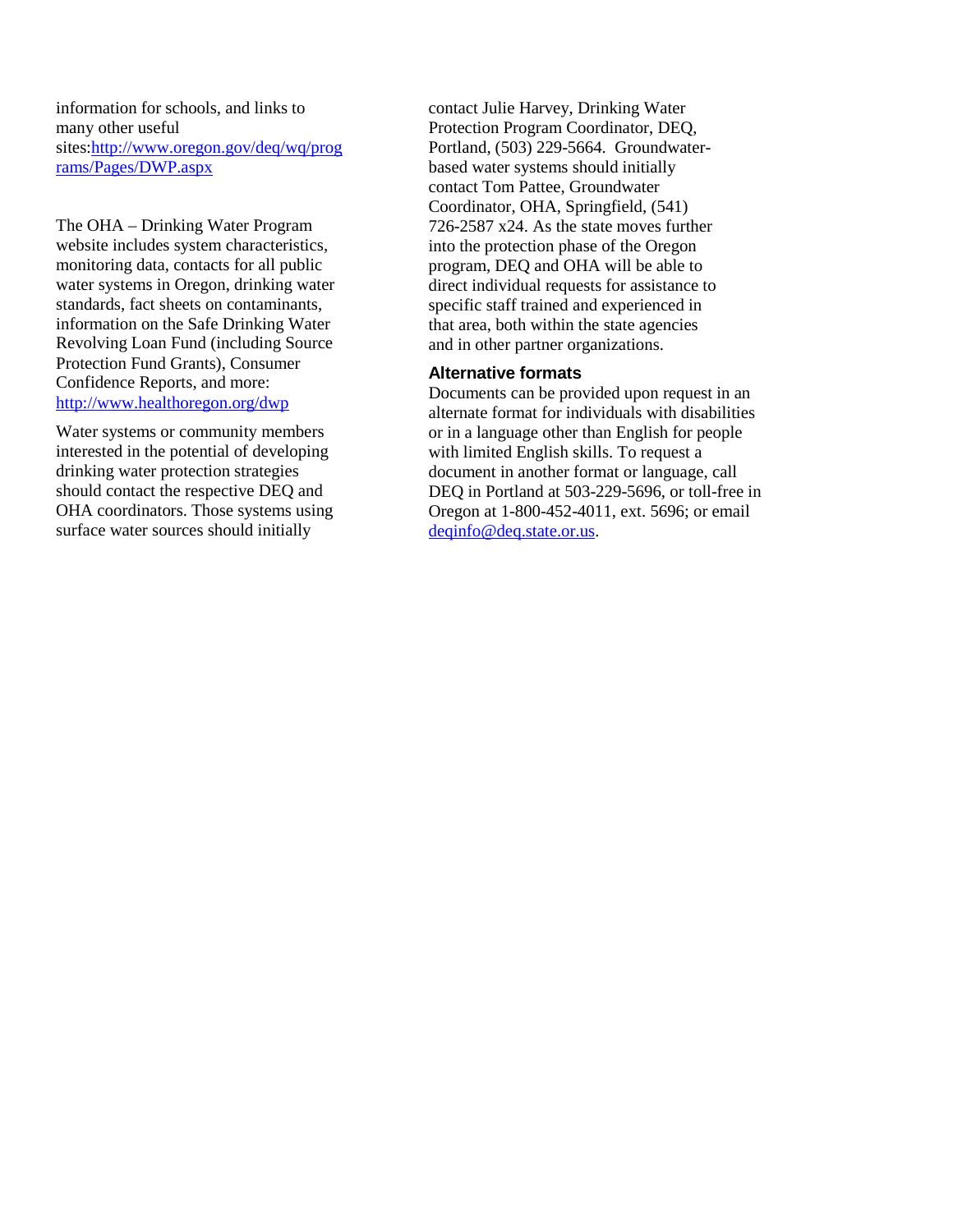information for schools, and links to many other useful sites:[http://www.oregon.gov/deq/wq/programs/Pages/DWP.aspx](http://www.oregon.gov/deq/wq/programs/Pages/DWP.aspx)

The OHA – Drinking Water Program website includes system characteristics, monitoring data, contacts for all public water systems in Oregon, drinking water standards, fact sheets on contaminants, information on the Safe Drinking Water Revolving Loan Fund (including Source Protection Fund Grants), Consumer Confidence Reports, and more: [http://www.healthoregon.org/dwp](http://www.healthoregon.org/dwp)

Water systems or community members interested in the potential of developing drinking water protection strategies should contact the respective DEQ and OHA coordinators. Those systems using surface water sources should initially contact Julie Harvey, Drinking Water Protection Program Coordinator, DEQ, Portland, (503) 229-5664. Groundwater-based water systems should initially contact Tom Pattee, Groundwater Coordinator, OHA, Springfield, (541) 726-2587 x24. As the state moves further into the protection phase of the Oregon program, DEQ and OHA will be able to direct individual requests for assistance to specific staff trained and experienced in that area, both within the state agencies and in other partner organizations.

### Alternative formats

Documents can be provided upon request in an alternate format for individuals with disabilities or in a language other than English for people with limited English skills. To request a document in another format or language, call DEQ in Portland at 503-229-5696, or toll-free in Oregon at 1-800-452-4011, ext. 5696; or email [deqinfo@deq.state.or.us](mailto:deqinfo@deq.state.or.us).